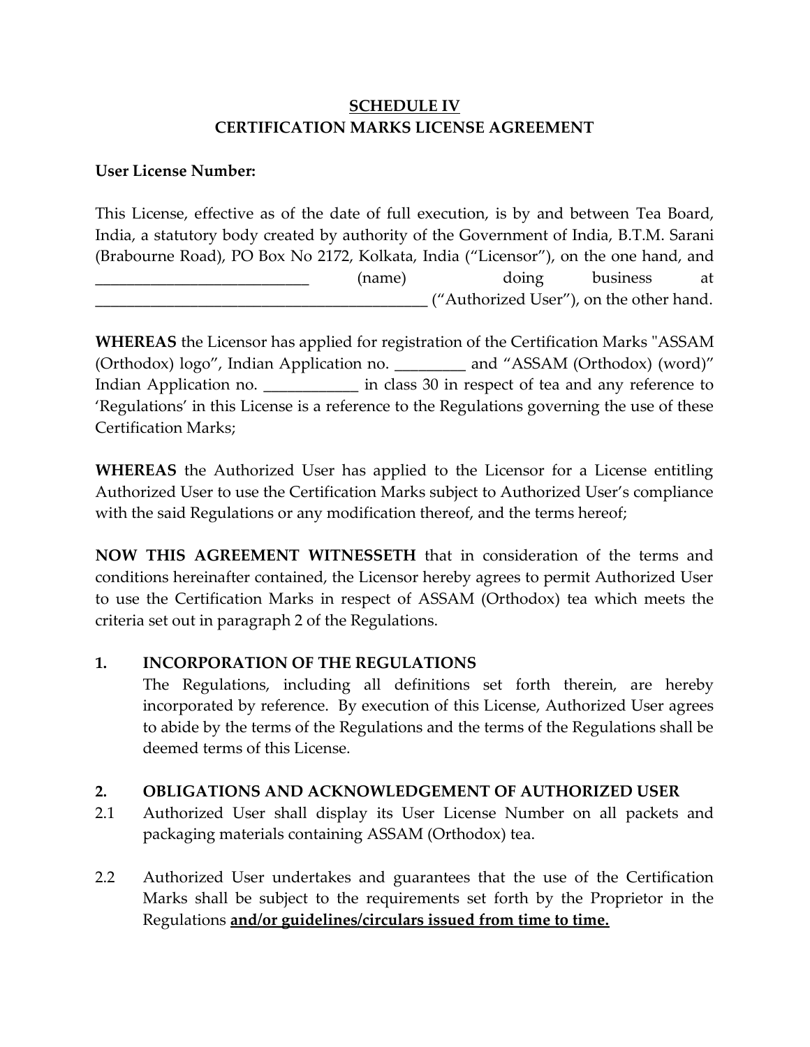**SCHEDULE IV**
**CERTIFICATION MARKS LICENSE AGREEMENT**

**User License Number:**

This License, effective as of the date of full execution, is by and between Tea Board, India, a statutory body created by authority of the Government of India, B.T.M. Sarani (Brabourne Road), PO Box No 2172, Kolkata, India ("Licensor"), on the one hand, and ___________________________ (name) doing business at __________________________________________ ("Authorized User"), on the other hand.

**WHEREAS** the Licensor has applied for registration of the Certification Marks "ASSAM (Orthodox) logo", Indian Application no. _________ and "ASSAM (Orthodox) (word)" Indian Application no. ____________ in class 30 in respect of tea and any reference to 'Regulations' in this License is a reference to the Regulations governing the use of these Certification Marks;

**WHEREAS** the Authorized User has applied to the Licensor for a License entitling Authorized User to use the Certification Marks subject to Authorized User's compliance with the said Regulations or any modification thereof, and the terms hereof;

**NOW THIS AGREEMENT WITNESSETH** that in consideration of the terms and conditions hereinafter contained, the Licensor hereby agrees to permit Authorized User to use the Certification Marks in respect of ASSAM (Orthodox) tea which meets the criteria set out in paragraph 2 of the Regulations.

**1. INCORPORATION OF THE REGULATIONS**

The Regulations, including all definitions set forth therein, are hereby incorporated by reference. By execution of this License, Authorized User agrees to abide by the terms of the Regulations and the terms of the Regulations shall be deemed terms of this License.

**2. OBLIGATIONS AND ACKNOWLEDGEMENT OF AUTHORIZED USER**

2.1 Authorized User shall display its User License Number on all packets and packaging materials containing ASSAM (Orthodox) tea.

2.2 Authorized User undertakes and guarantees that the use of the Certification Marks shall be subject to the requirements set forth by the Proprietor in the Regulations **and/or guidelines/circulars issued from time to time.**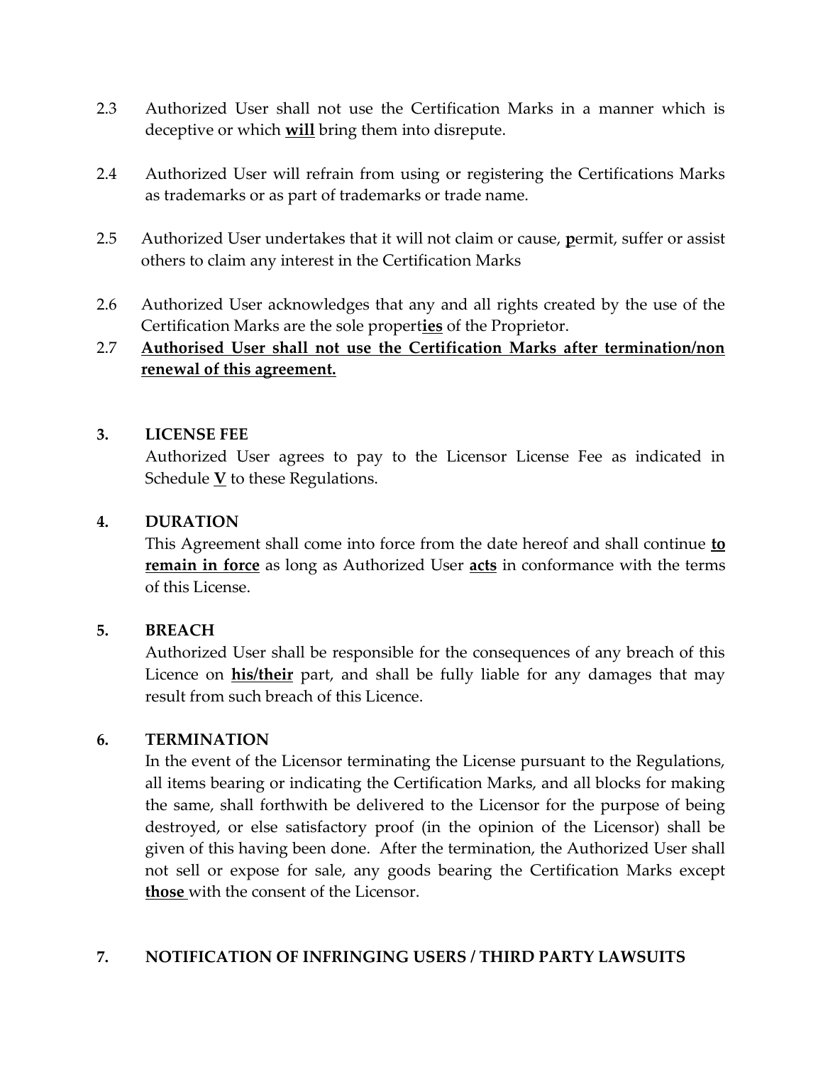2.3 Authorized User shall not use the Certification Marks in a manner which is deceptive or which **will** bring them into disrepute.

2.4 Authorized User will refrain from using or registering the Certifications Marks as trademarks or as part of trademarks or trade name.

2.5 Authorized User undertakes that it will not claim or cause, **p**ermit, suffer or assist others to claim any interest in the Certification Marks

2.6 Authorized User acknowledges that any and all rights created by the use of the Certification Marks are the sole propert**ies** of the Proprietor.

2.7 **Authorised User shall not use the Certification Marks after termination/non renewal of this agreement.**

**3. LICENSE FEE**

Authorized User agrees to pay to the Licensor License Fee as indicated in Schedule **V** to these Regulations.

**4. DURATION**

This Agreement shall come into force from the date hereof and shall continue **to remain in force** as long as Authorized User **acts** in conformance with the terms of this License.

**5. BREACH**

Authorized User shall be responsible for the consequences of any breach of this Licence on **his/their** part, and shall be fully liable for any damages that may result from such breach of this Licence.

**6. TERMINATION**

In the event of the Licensor terminating the License pursuant to the Regulations, all items bearing or indicating the Certification Marks, and all blocks for making the same, shall forthwith be delivered to the Licensor for the purpose of being destroyed, or else satisfactory proof (in the opinion of the Licensor) shall be given of this having been done. After the termination, the Authorized User shall not sell or expose for sale, any goods bearing the Certification Marks except **those** with the consent of the Licensor.

**7. NOTIFICATION OF INFRINGING USERS / THIRD PARTY LAWSUITS**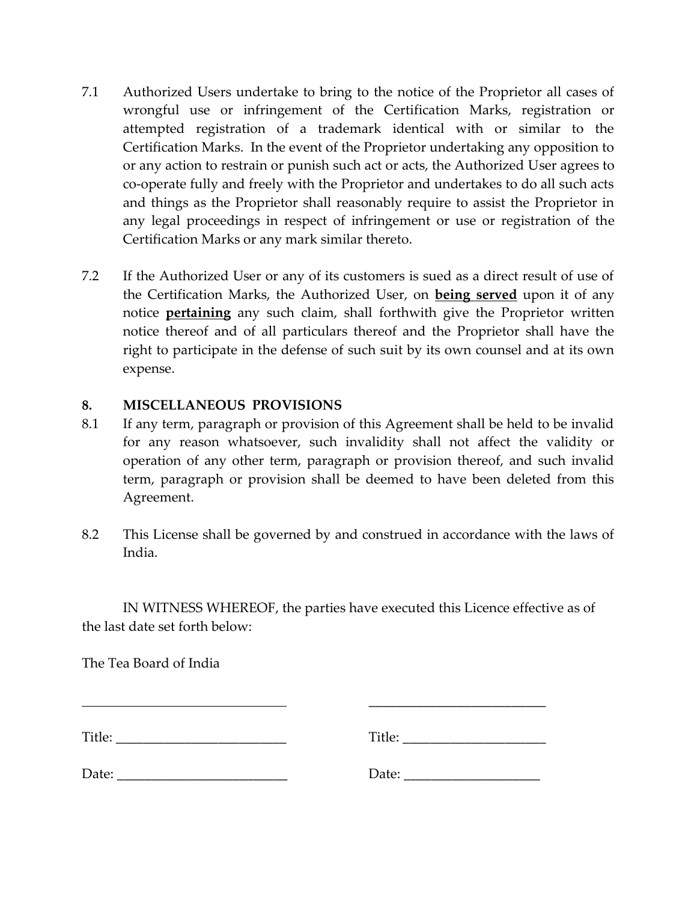7.1 Authorized Users undertake to bring to the notice of the Proprietor all cases of wrongful use or infringement of the Certification Marks, registration or attempted registration of a trademark identical with or similar to the Certification Marks. In the event of the Proprietor undertaking any opposition to or any action to restrain or punish such act or acts, the Authorized User agrees to co-operate fully and freely with the Proprietor and undertakes to do all such acts and things as the Proprietor shall reasonably require to assist the Proprietor in any legal proceedings in respect of infringement or use or registration of the Certification Marks or any mark similar thereto.

7.2 If the Authorized User or any of its customers is sued as a direct result of use of the Certification Marks, the Authorized User, on <u>**being served**</u> upon it of any notice <u>**pertaining**</u> any such claim, shall forthwith give the Proprietor written notice thereof and of all particulars thereof and the Proprietor shall have the right to participate in the defense of such suit by its own counsel and at its own expense.

**8. MISCELLANEOUS PROVISIONS**

8.1 If any term, paragraph or provision of this Agreement shall be held to be invalid for any reason whatsoever, such invalidity shall not affect the validity or operation of any other term, paragraph or provision thereof, and such invalid term, paragraph or provision shall be deemed to have been deleted from this Agreement.

8.2 This License shall be governed by and construed in accordance with the laws of India.

IN WITNESS WHEREOF, the parties have executed this Licence effective as of the last date set forth below:

The Tea Board of India

\_\_\_\_\_\_\_\_\_\_\_\_\_\_\_\_\_\_\_\_\_\_\_\_\_\_\_\_\_\_ &nbsp;&nbsp;&nbsp;&nbsp; \_\_\_\_\_\_\_\_\_\_\_\_\_\_\_\_\_\_\_\_\_\_\_\_\_\_

Title: \_\_\_\_\_\_\_\_\_\_\_\_\_\_\_\_\_\_\_\_\_\_\_\_\_ &nbsp;&nbsp;&nbsp;&nbsp; Title: \_\_\_\_\_\_\_\_\_\_\_\_\_\_\_\_\_\_\_\_\_

Date: \_\_\_\_\_\_\_\_\_\_\_\_\_\_\_\_\_\_\_\_\_\_\_\_\_ &nbsp;&nbsp;&nbsp;&nbsp; Date: \_\_\_\_\_\_\_\_\_\_\_\_\_\_\_\_\_\_\_\_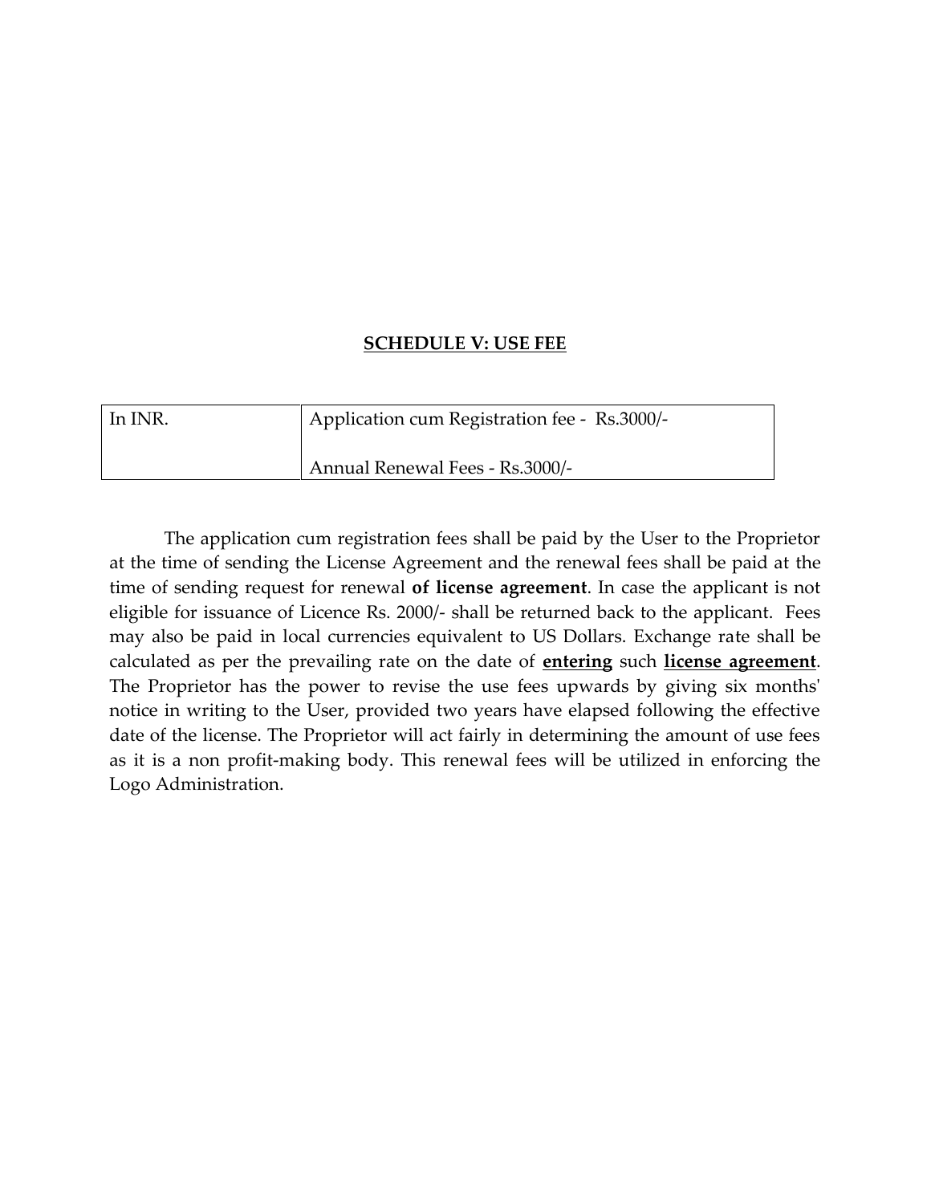## SCHEDULE V: USE FEE

| | |
|---|---|
| In INR. | Application cum Registration fee - Rs.3000/-<br><br>Annual Renewal Fees - Rs.3000/- |

The application cum registration fees shall be paid by the User to the Proprietor at the time of sending the License Agreement and the renewal fees shall be paid at the time of sending request for renewal **of license agreement**. In case the applicant is not eligible for issuance of Licence Rs. 2000/- shall be returned back to the applicant. Fees may also be paid in local currencies equivalent to US Dollars. Exchange rate shall be calculated as per the prevailing rate on the date of **entering** such **license agreement**. The Proprietor has the power to revise the use fees upwards by giving six months' notice in writing to the User, provided two years have elapsed following the effective date of the license. The Proprietor will act fairly in determining the amount of use fees as it is a non profit-making body. This renewal fees will be utilized in enforcing the Logo Administration.